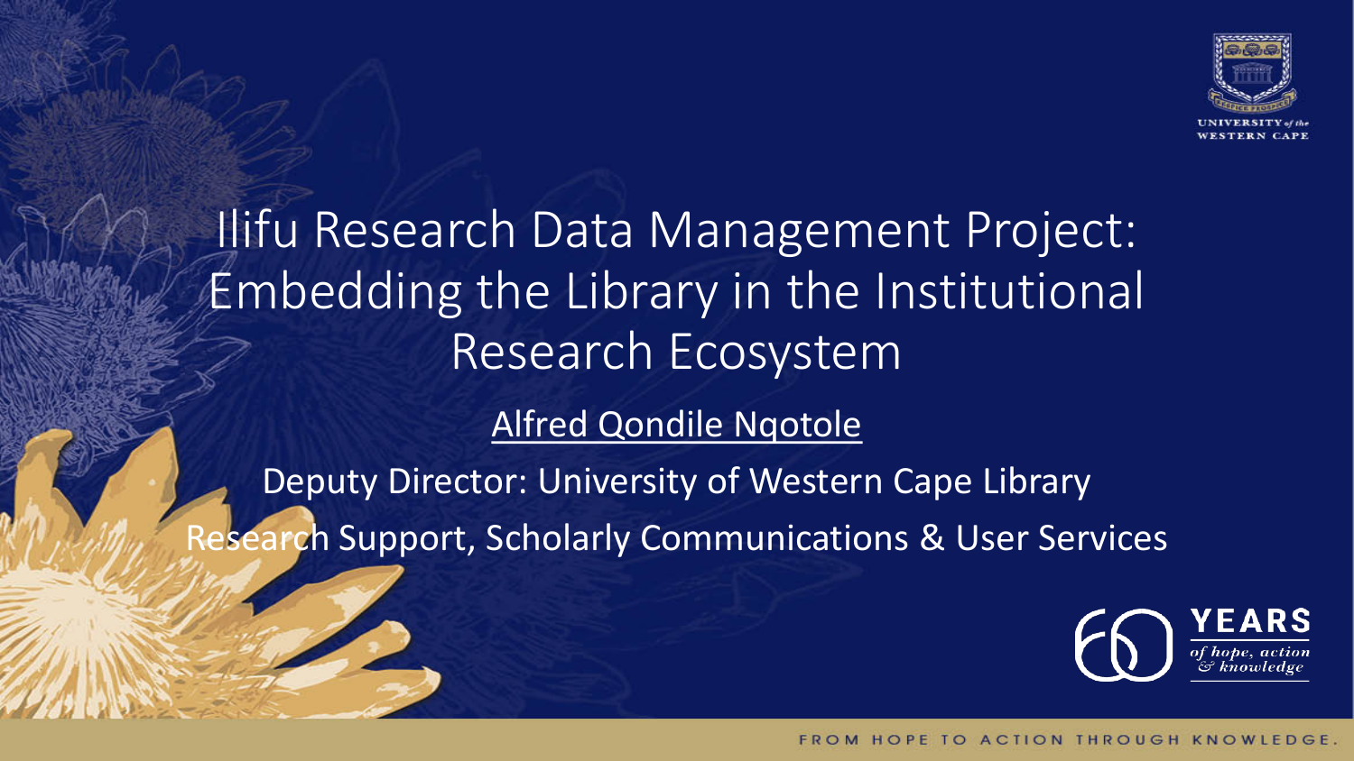# Ilifu Research Data Management Project: Embedding the Library in the Institutional Research Ecosystem

Alfred Qondile Nqotole

Deputy Director: University of Western Cape Library

Research Support, Scholarly Communications & User Services

UNIVERSITY of the WESTERN CAPE

60 YEARS of hope, action & knowledge

FROM HOPE TO ACTION THROUGH KNOWLEDGE.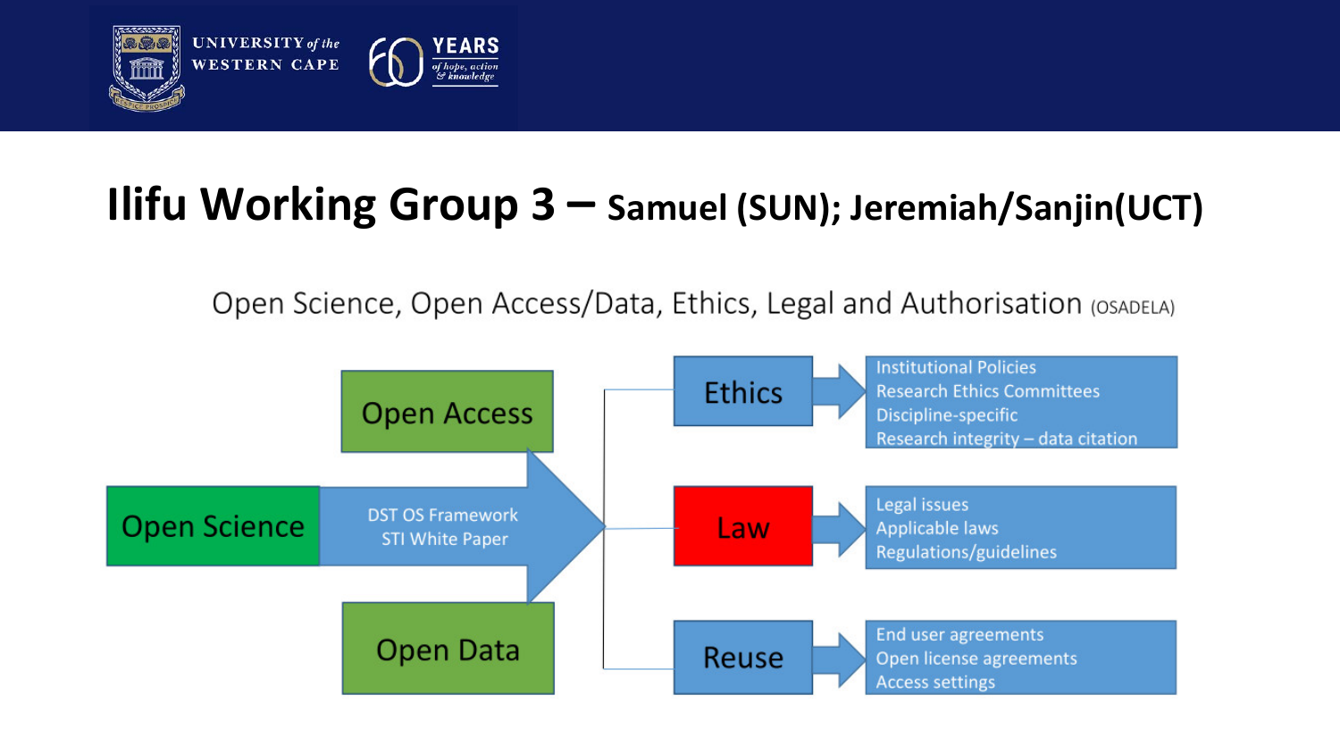# Ilifu Working Group 3 – Samuel (SUN); Jeremiah/Sanjin(UCT)

Open Science, Open Access/Data, Ethics, Legal and Authorisation (OSADELA)

- **Open Science**
  - DST OS Framework
  - STI White Paper
- **Open Access**
- **Open Data**

- **Ethics**
  - Institutional Policies
  - Research Ethics Committees
  - Discipline-specific
  - Research integrity – data citation
- **Law**
  - Legal issues
  - Applicable laws
  - Regulations/guidelines
- **Reuse**
  - End user agreements
  - Open license agreements
  - Access settings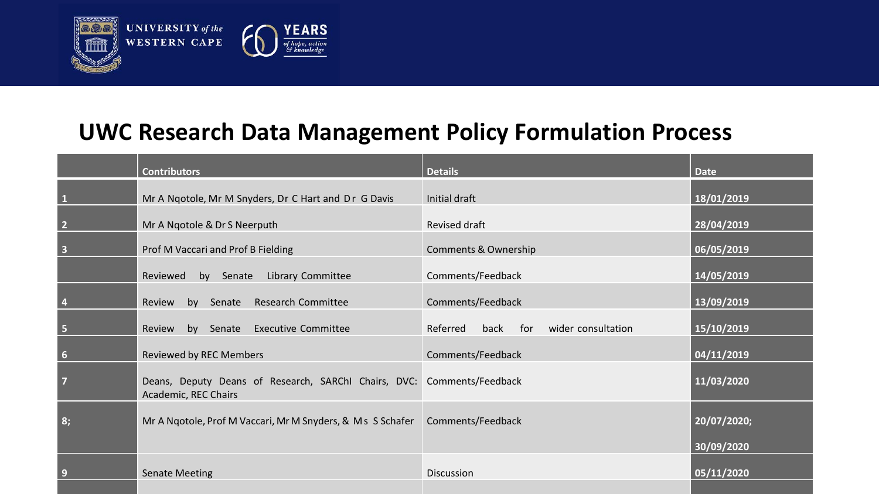# UWC Research Data Management Policy Formulation Process

| | Contributors | Details | Date |
|---|---|---|---|
| 1 | Mr A Nqotole, Mr M Snyders, Dr C Hart and Dr G Davis | Initial draft | 18/01/2019 |
| 2 | Mr A Nqotole & Dr S Neerputh | Revised draft | 28/04/2019 |
| 3 | Prof M Vaccari and Prof B Fielding | Comments & Ownership | 06/05/2019 |
| | Reviewed by Senate Library Committee | Comments/Feedback | 14/05/2019 |
| 4 | Review by Senate Research Committee | Comments/Feedback | 13/09/2019 |
| 5 | Review by Senate Executive Committee | Referred back for wider consultation | 15/10/2019 |
| 6 | Reviewed by REC Members | Comments/Feedback | 04/11/2019 |
| 7 | Deans, Deputy Deans of Research, SARChI Chairs, DVC: Academic, REC Chairs | Comments/Feedback | 11/03/2020 |
| 8; | Mr A Nqotole, Prof M Vaccari, Mr M Snyders, & Ms S Schafer | Comments/Feedback | 20/07/2020; 30/09/2020 |
| 9 | Senate Meeting | Discussion | 05/11/2020 |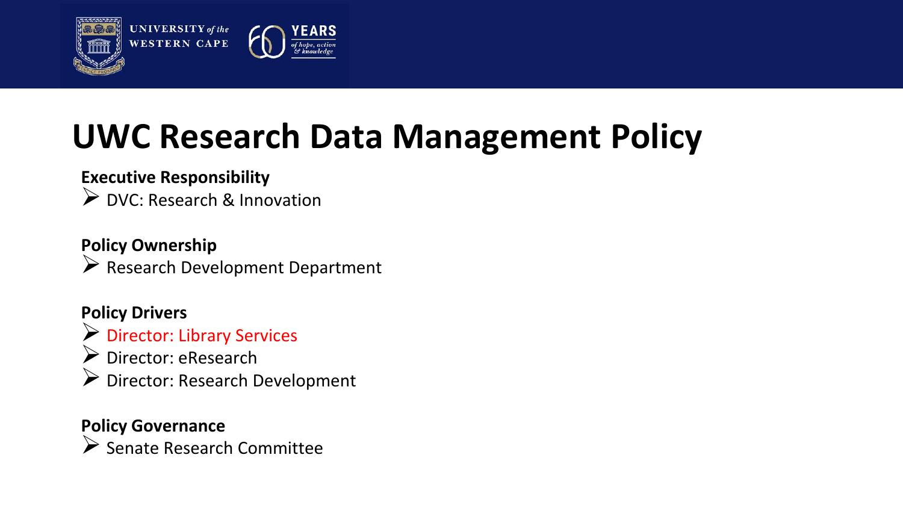# UWC Research Data Management Policy

**Executive Responsibility**

- DVC: Research & Innovation

**Policy Ownership**

- Research Development Department

**Policy Drivers**

- Director: Library Services
- Director: eResearch
- Director: Research Development

**Policy Governance**

- Senate Research Committee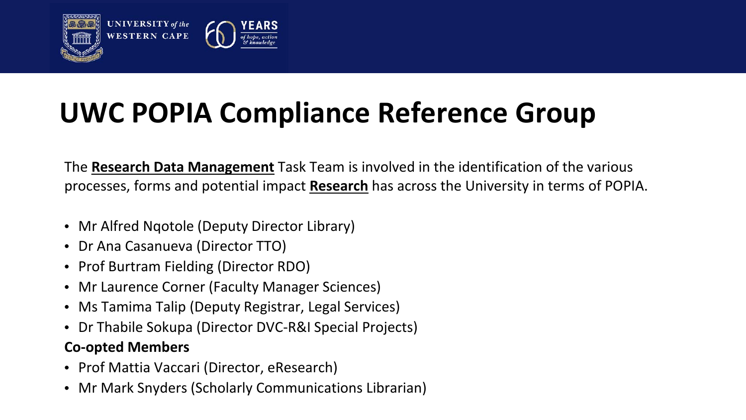# UWC POPIA Compliance Reference Group

The **Research Data Management** Task Team is involved in the identification of the various processes, forms and potential impact **Research** has across the University in terms of POPIA.

- Mr Alfred Nqotole (Deputy Director Library)
- Dr Ana Casanueva (Director TTO)
- Prof Burtram Fielding (Director RDO)
- Mr Laurence Corner (Faculty Manager Sciences)
- Ms Tamima Talip (Deputy Registrar, Legal Services)
- Dr Thabile Sokupa (Director DVC-R&I Special Projects)

**Co-opted Members**

- Prof Mattia Vaccari (Director, eResearch)
- Mr Mark Snyders (Scholarly Communications Librarian)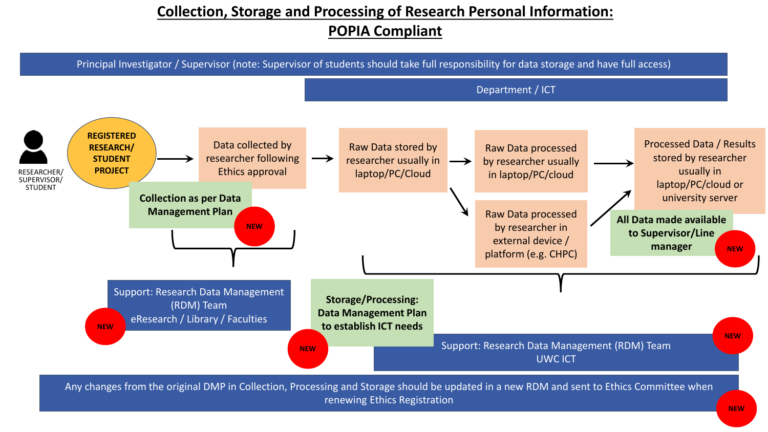# Collection, Storage and Processing of Research Personal Information: POPIA Compliant

Principal Investigator / Supervisor (note: Supervisor of students should take full responsibility for data storage and have full access)

Department / ICT

RESEARCHER/ SUPERVISOR/ STUDENT

REGISTERED RESEARCH/ STUDENT PROJECT

Data collected by researcher following Ethics approval

**Collection as per Data Management Plan** NEW

Raw Data stored by researcher usually in laptop/PC/Cloud

Raw Data processed by researcher usually in laptop/PC/cloud

Raw Data processed by researcher in external device / platform (e.g. CHPC)

Processed Data / Results stored by researcher usually in laptop/PC/cloud or university server

**All Data made available to Supervisor/Line manager** NEW

Support: Research Data Management (RDM) Team eResearch / Library / Faculties NEW

**Storage/Processing: Data Management Plan to establish ICT needs** NEW

Support: Research Data Management (RDM) Team UWC ICT NEW

Any changes from the original DMP in Collection, Processing and Storage should be updated in a new RDM and sent to Ethics Committee when renewing Ethics Registration NEW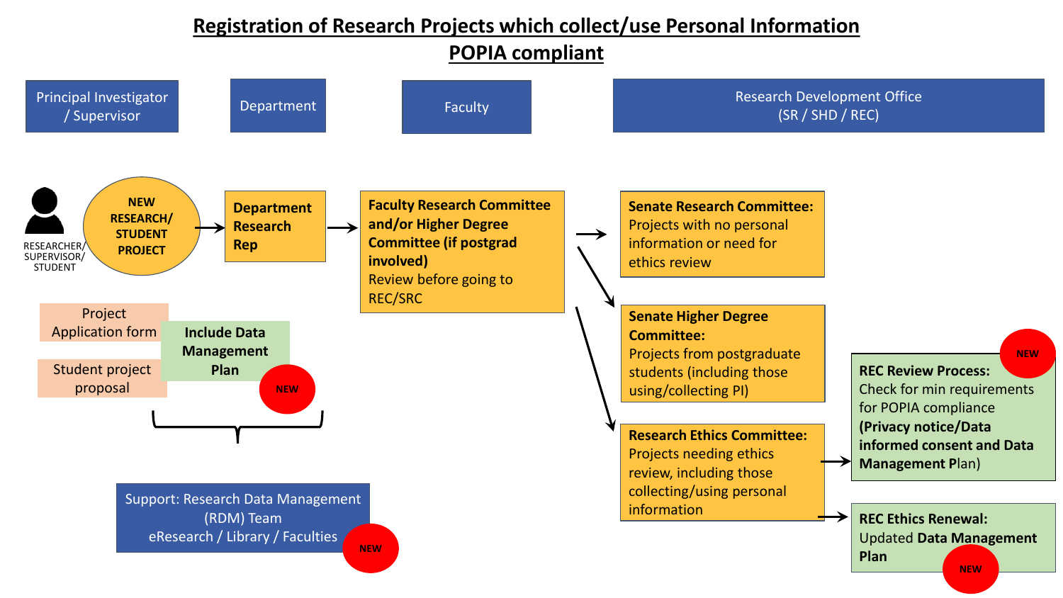# Registration of Research Projects which collect/use Personal Information

## POPIA compliant

| Principal Investigator / Supervisor | Department | Faculty | Research Development Office (SR / SHD / REC) |
|---|---|---|---|

RESEARCHER/ SUPERVISOR/ STUDENT

**NEW RESEARCH/ STUDENT PROJECT** → **Department Research Rep** → **Faculty Research Committee and/or Higher Degree Committee (if postgrad involved)** Review before going to REC/SRC

- **Senate Research Committee:** Projects with no personal information or need for ethics review
- **Senate Higher Degree Committee:** Projects from postgraduate students (including those using/collecting PI)
- **Research Ethics Committee:** Projects needing ethics review, including those collecting/using personal information
  - → **REC Review Process:** Check for min requirements for POPIA compliance **(Privacy notice/Data informed consent and Data Management P**lan) — NEW
  - → **REC Ethics Renewal:** Updated **Data Management Plan** — NEW

Project Application form / Student project proposal — **Include Data Management Plan** — NEW

Support: Research Data Management (RDM) Team eResearch / Library / Faculties — NEW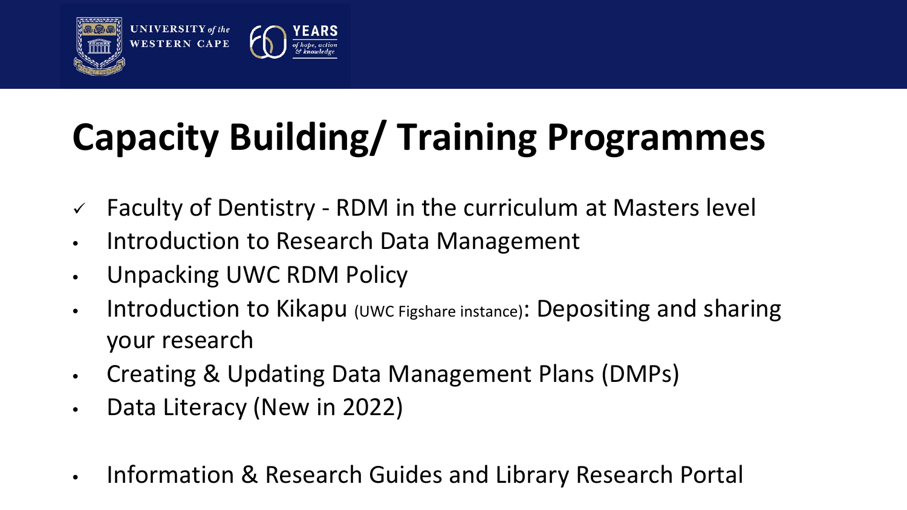# Capacity Building/ Training Programmes

- ✓ Faculty of Dentistry - RDM in the curriculum at Masters level
- Introduction to Research Data Management
- Unpacking UWC RDM Policy
- Introduction to Kikapu (UWC Figshare instance): Depositing and sharing your research
- Creating & Updating Data Management Plans (DMPs)
- Data Literacy (New in 2022)

- Information & Research Guides and Library Research Portal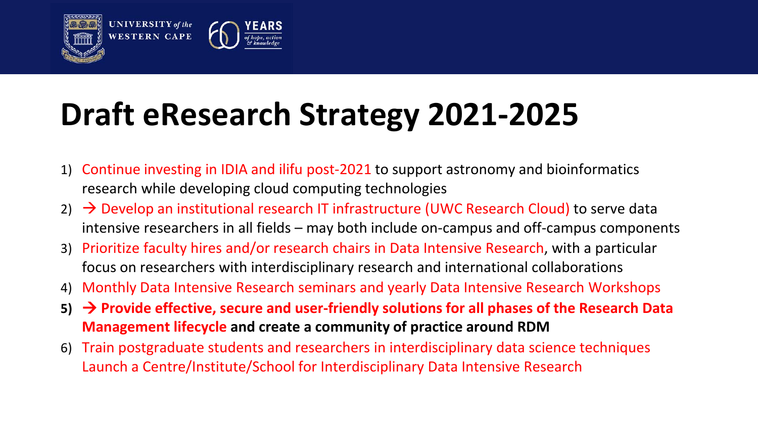# Draft eResearch Strategy 2021-2025

1) Continue investing in IDIA and ilifu post-2021 to support astronomy and bioinformatics research while developing cloud computing technologies
2) → Develop an institutional research IT infrastructure (UWC Research Cloud) to serve data intensive researchers in all fields – may both include on-campus and off-campus components
3) Prioritize faculty hires and/or research chairs in Data Intensive Research, with a particular focus on researchers with interdisciplinary research and international collaborations
4) Monthly Data Intensive Research seminars and yearly Data Intensive Research Workshops
5) **→ Provide effective, secure and user-friendly solutions for all phases of the Research Data Management lifecycle and create a community of practice around RDM**
6) Train postgraduate students and researchers in interdisciplinary data science techniques
   Launch a Centre/Institute/School for Interdisciplinary Data Intensive Research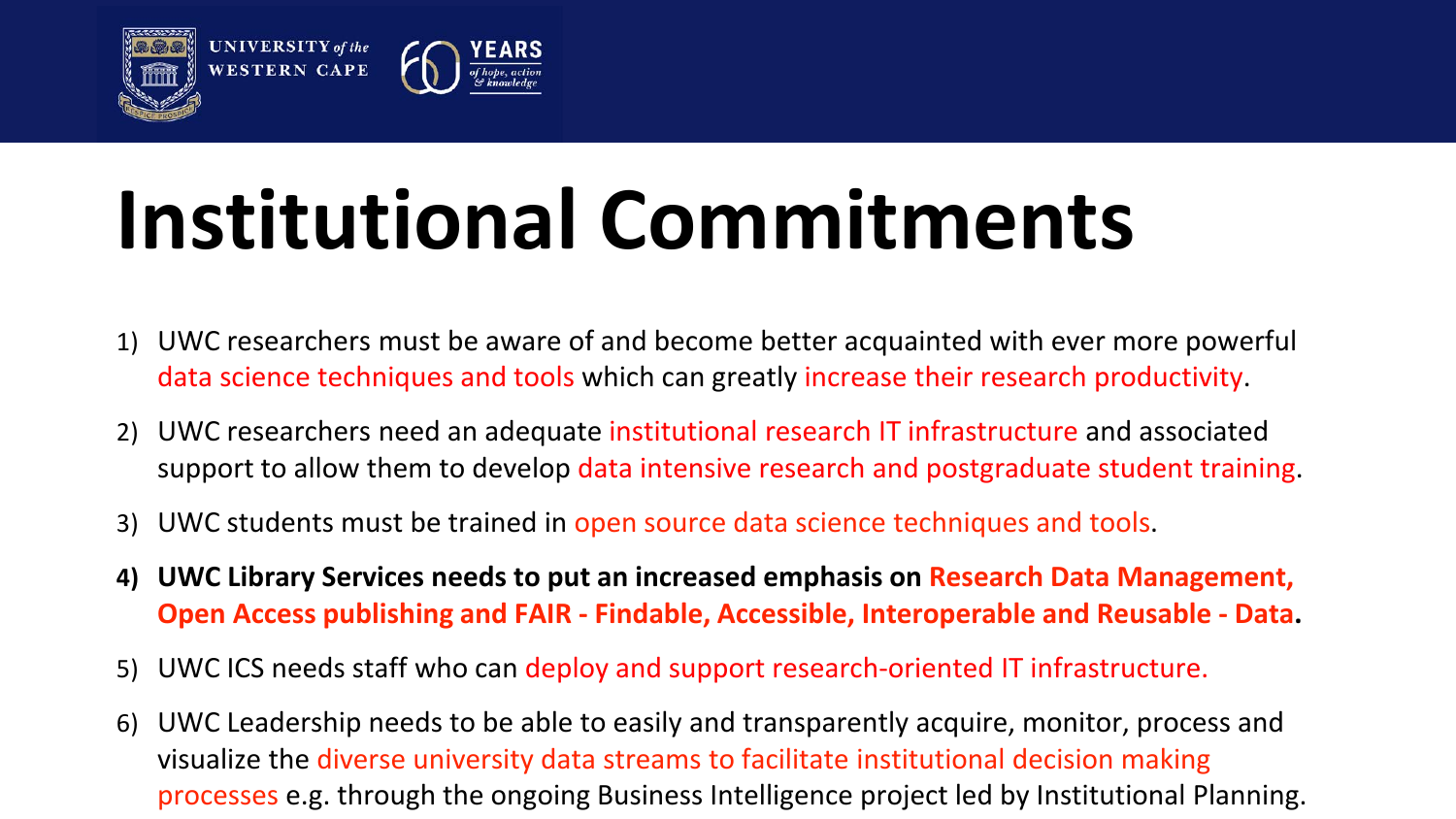# Institutional Commitments

1) UWC researchers must be aware of and become better acquainted with ever more powerful data science techniques and tools which can greatly increase their research productivity.
2) UWC researchers need an adequate institutional research IT infrastructure and associated support to allow them to develop data intensive research and postgraduate student training.
3) UWC students must be trained in open source data science techniques and tools.
4) **UWC Library Services needs to put an increased emphasis on Research Data Management, Open Access publishing and FAIR - Findable, Accessible, Interoperable and Reusable - Data.**
5) UWC ICS needs staff who can deploy and support research-oriented IT infrastructure.
6) UWC Leadership needs to be able to easily and transparently acquire, monitor, process and visualize the diverse university data streams to facilitate institutional decision making processes e.g. through the ongoing Business Intelligence project led by Institutional Planning.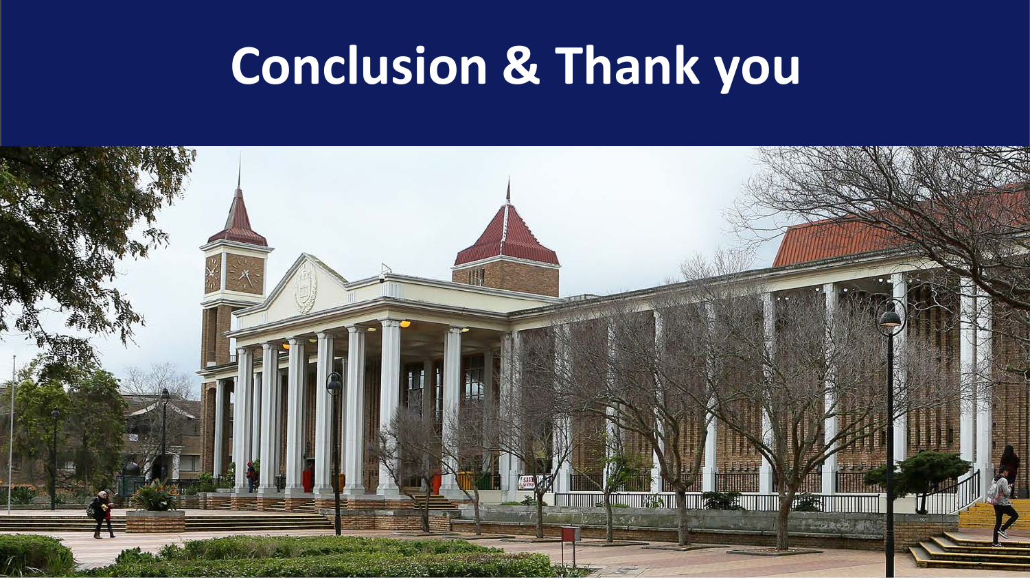# Conclusion & Thank you